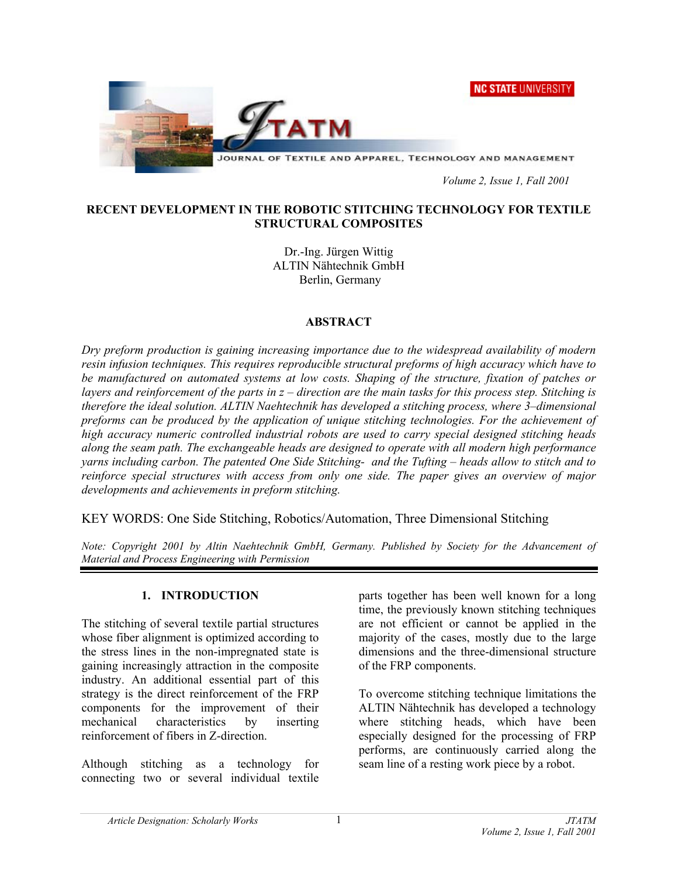# RECENT DEVELOPMENT IN THE ROBOTIC STITCHING TECHNOLOGY FOR TEXTILE STRUCTURAL COMPOSITES

Dr.-Ing. Jürgen Wittig
ALTIN Nähtechnik GmbH
Berlin, Germany

## ABSTRACT

*Dry preform production is gaining increasing importance due to the widespread availability of modern resin infusion techniques. This requires reproducible structural preforms of high accuracy which have to be manufactured on automated systems at low costs. Shaping of the structure, fixation of patches or layers and reinforcement of the parts in z – direction are the main tasks for this process step. Stitching is therefore the ideal solution. ALTIN Naehtechnik has developed a stitching process, where 3–dimensional preforms can be produced by the application of unique stitching technologies. For the achievement of high accuracy numeric controlled industrial robots are used to carry special designed stitching heads along the seam path. The exchangeable heads are designed to operate with all modern high performance yarns including carbon. The patented One Side Stitching- and the Tufting – heads allow to stitch and to reinforce special structures with access from only one side. The paper gives an overview of major developments and achievements in preform stitching.*

KEY WORDS: One Side Stitching, Robotics/Automation, Three Dimensional Stitching

*Note: Copyright 2001 by Altin Naehtechnik GmbH, Germany. Published by Society for the Advancement of Material and Process Engineering with Permission*

## 1. INTRODUCTION

The stitching of several textile partial structures whose fiber alignment is optimized according to the stress lines in the non-impregnated state is gaining increasingly attraction in the composite industry. An additional essential part of this strategy is the direct reinforcement of the FRP components for the improvement of their mechanical characteristics by inserting reinforcement of fibers in Z-direction.

Although stitching as a technology for connecting two or several individual textile parts together has been well known for a long time, the previously known stitching techniques are not efficient or cannot be applied in the majority of the cases, mostly due to the large dimensions and the three-dimensional structure of the FRP components.

To overcome stitching technique limitations the ALTIN Nähtechnik has developed a technology where stitching heads, which have been especially designed for the processing of FRP performs, are continuously carried along the seam line of a resting work piece by a robot.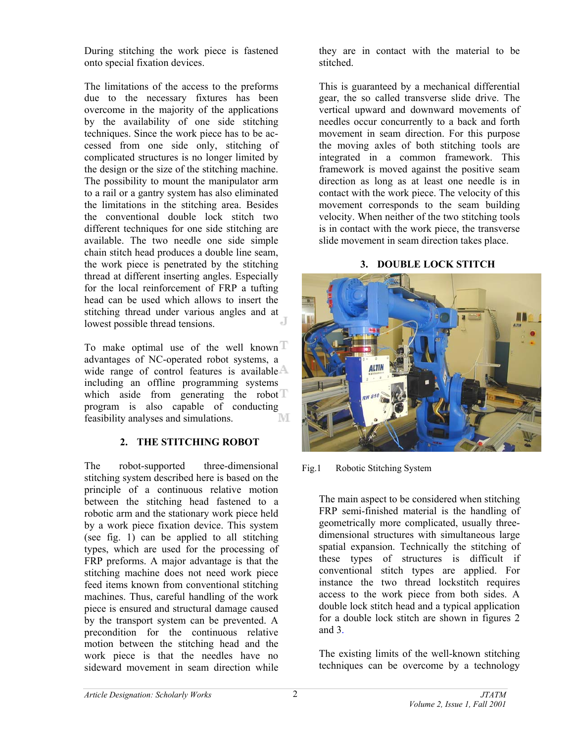During stitching the work piece is fastened onto special fixation devices.

The limitations of the access to the preforms due to the necessary fixtures has been overcome in the majority of the applications by the availability of one side stitching techniques. Since the work piece has to be accessed from one side only, stitching of complicated structures is no longer limited by the design or the size of the stitching machine. The possibility to mount the manipulator arm to a rail or a gantry system has also eliminated the limitations in the stitching area. Besides the conventional double lock stitch two different techniques for one side stitching are available. The two needle one side simple chain stitch head produces a double line seam, the work piece is penetrated by the stitching thread at different inserting angles. Especially for the local reinforcement of FRP a tufting head can be used which allows to insert the stitching thread under various angles and at lowest possible thread tensions.

To make optimal use of the well known advantages of NC-operated robot systems, a wide range of control features is available including an offline programming systems which aside from generating the robot program is also capable of conducting feasibility analyses and simulations.

## 2. THE STITCHING ROBOT

The robot-supported three-dimensional stitching system described here is based on the principle of a continuous relative motion between the stitching head fastened to a robotic arm and the stationary work piece held by a work piece fixation device. This system (see fig. 1) can be applied to all stitching types, which are used for the processing of FRP preforms. A major advantage is that the stitching machine does not need work piece feed items known from conventional stitching machines. Thus, careful handling of the work piece is ensured and structural damage caused by the transport system can be prevented. A precondition for the continuous relative motion between the stitching head and the work piece is that the needles have no sideward movement in seam direction while they are in contact with the material to be stitched.

This is guaranteed by a mechanical differential gear, the so called transverse slide drive. The vertical upward and downward movements of needles occur concurrently to a back and forth movement in seam direction. For this purpose the moving axles of both stitching tools are integrated in a common framework. This framework is moved against the positive seam direction as long as at least one needle is in contact with the work piece. The velocity of this movement corresponds to the seam building velocity. When neither of the two stitching tools is in contact with the work piece, the transverse slide movement in seam direction takes place.

## 3. DOUBLE LOCK STITCH

Fig.1 Robotic Stitching System

The main aspect to be considered when stitching FRP semi-finished material is the handling of geometrically more complicated, usually three-dimensional structures with simultaneous large spatial expansion. Technically the stitching of these types of structures is difficult if conventional stitch types are applied. For instance the two thread lockstitch requires access to the work piece from both sides. A double lock stitch head and a typical application for a double lock stitch are shown in figures 2 and 3.

The existing limits of the well-known stitching techniques can be overcome by a technology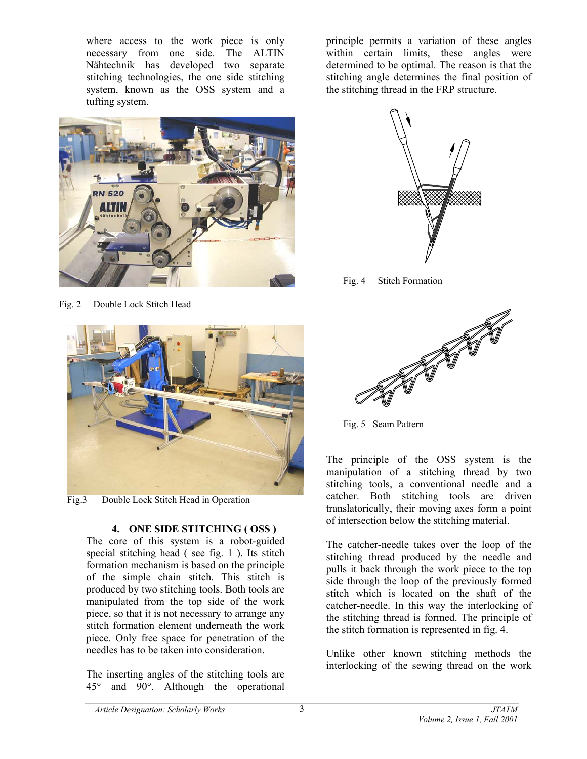where access to the work piece is only necessary from one side. The ALTIN Nähtechnik has developed two separate stitching technologies, the one side stitching system, known as the OSS system and a tufting system.

Fig. 2 Double Lock Stitch Head

Fig.3 Double Lock Stitch Head in Operation

## 4. ONE SIDE STITCHING ( OSS )

The core of this system is a robot-guided special stitching head ( see fig. 1 ). Its stitch formation mechanism is based on the principle of the simple chain stitch. This stitch is produced by two stitching tools. Both tools are manipulated from the top side of the work piece, so that it is not necessary to arrange any stitch formation element underneath the work piece. Only free space for penetration of the needles has to be taken into consideration.

The inserting angles of the stitching tools are 45° and 90°. Although the operational principle permits a variation of these angles within certain limits, these angles were determined to be optimal. The reason is that the stitching angle determines the final position of the stitching thread in the FRP structure.

Fig. 4 Stitch Formation

Fig. 5 Seam Pattern

The principle of the OSS system is the manipulation of a stitching thread by two stitching tools, a conventional needle and a catcher. Both stitching tools are driven translatorically, their moving axes form a point of intersection below the stitching material.

The catcher-needle takes over the loop of the stitching thread produced by the needle and pulls it back through the work piece to the top side through the loop of the previously formed stitch which is located on the shaft of the catcher-needle. In this way the interlocking of the stitching thread is formed. The principle of the stitch formation is represented in fig. 4.

Unlike other known stitching methods the interlocking of the sewing thread on the work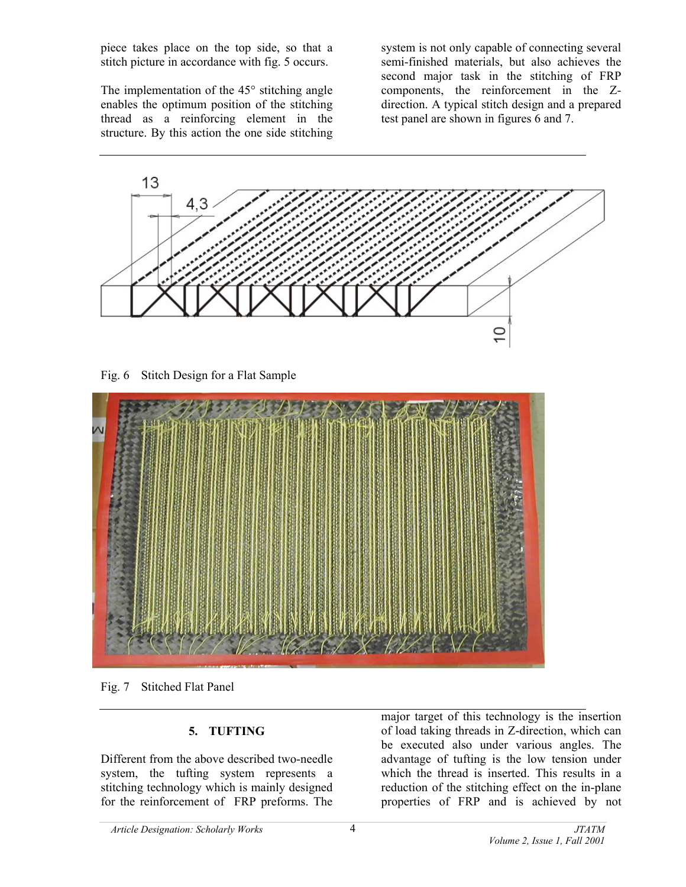piece takes place on the top side, so that a stitch picture in accordance with fig. 5 occurs.

The implementation of the 45° stitching angle enables the optimum position of the stitching thread as a reinforcing element in the structure. By this action the one side stitching system is not only capable of connecting several semi-finished materials, but also achieves the second major task in the stitching of FRP components, the reinforcement in the Z-direction. A typical stitch design and a prepared test panel are shown in figures 6 and 7.

Fig. 6 Stitch Design for a Flat Sample

Fig. 7 Stitched Flat Panel

## 5. TUFTING

Different from the above described two-needle system, the tufting system represents a stitching technology which is mainly designed for the reinforcement of FRP preforms. The major target of this technology is the insertion of load taking threads in Z-direction, which can be executed also under various angles. The advantage of tufting is the low tension under which the thread is inserted. This results in a reduction of the stitching effect on the in-plane properties of FRP and is achieved by not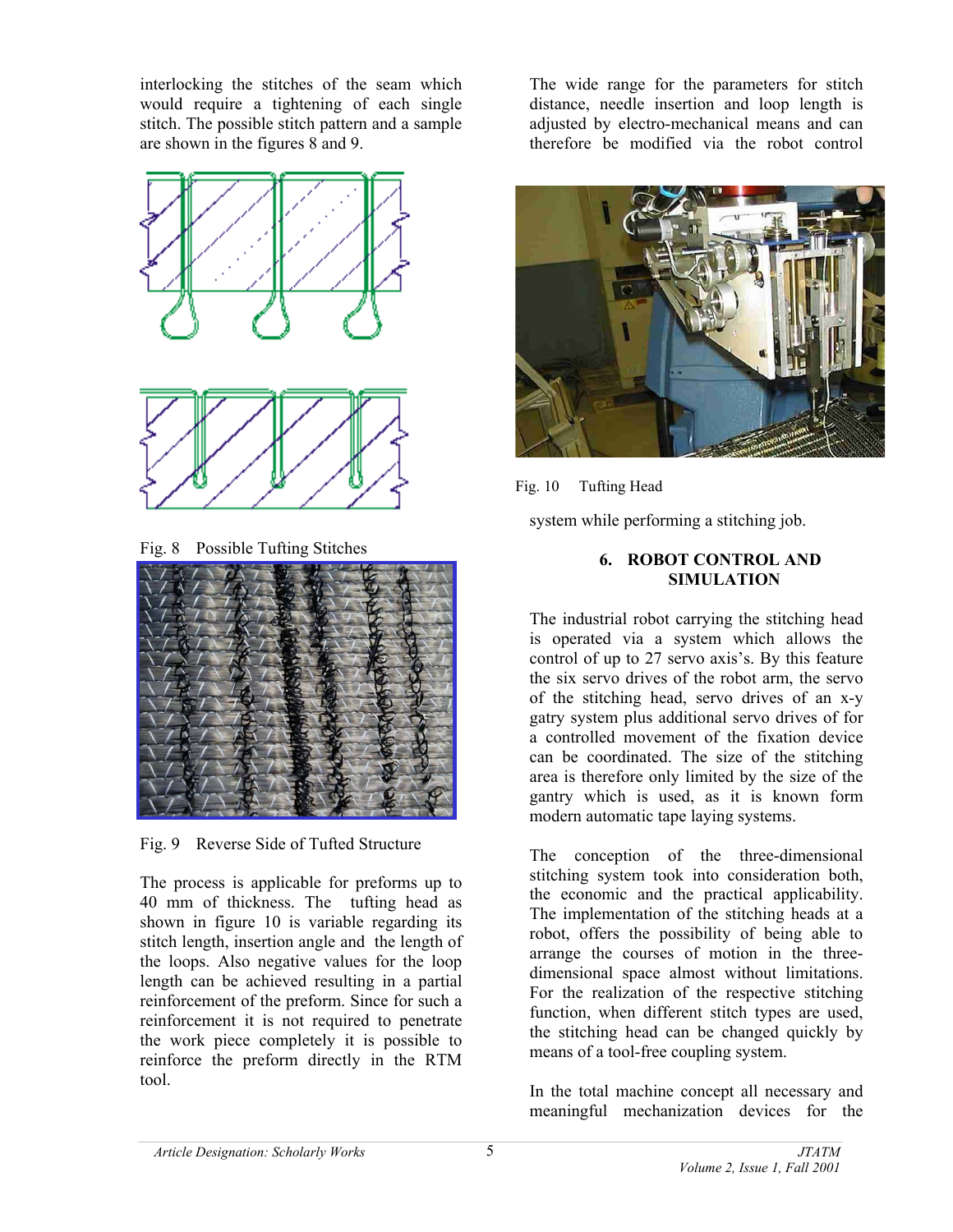interlocking the stitches of the seam which would require a tightening of each single stitch. The possible stitch pattern and a sample are shown in the figures 8 and 9.

Fig. 8 Possible Tufting Stitches

Fig. 9 Reverse Side of Tufted Structure

The process is applicable for preforms up to 40 mm of thickness. The tufting head as shown in figure 10 is variable regarding its stitch length, insertion angle and the length of the loops. Also negative values for the loop length can be achieved resulting in a partial reinforcement of the preform. Since for such a reinforcement it is not required to penetrate the work piece completely it is possible to reinforce the preform directly in the RTM tool.

The wide range for the parameters for stitch distance, needle insertion and loop length is adjusted by electro-mechanical means and can therefore be modified via the robot control system while performing a stitching job.

Fig. 10 Tufting Head

## 6. ROBOT CONTROL AND SIMULATION

The industrial robot carrying the stitching head is operated via a system which allows the control of up to 27 servo axis's. By this feature the six servo drives of the robot arm, the servo of the stitching head, servo drives of an x-y gatry system plus additional servo drives of for a controlled movement of the fixation device can be coordinated. The size of the stitching area is therefore only limited by the size of the gantry which is used, as it is known form modern automatic tape laying systems.

The conception of the three-dimensional stitching system took into consideration both, the economic and the practical applicability. The implementation of the stitching heads at a robot, offers the possibility of being able to arrange the courses of motion in the three-dimensional space almost without limitations. For the realization of the respective stitching function, when different stitch types are used, the stitching head can be changed quickly by means of a tool-free coupling system.

In the total machine concept all necessary and meaningful mechanization devices for the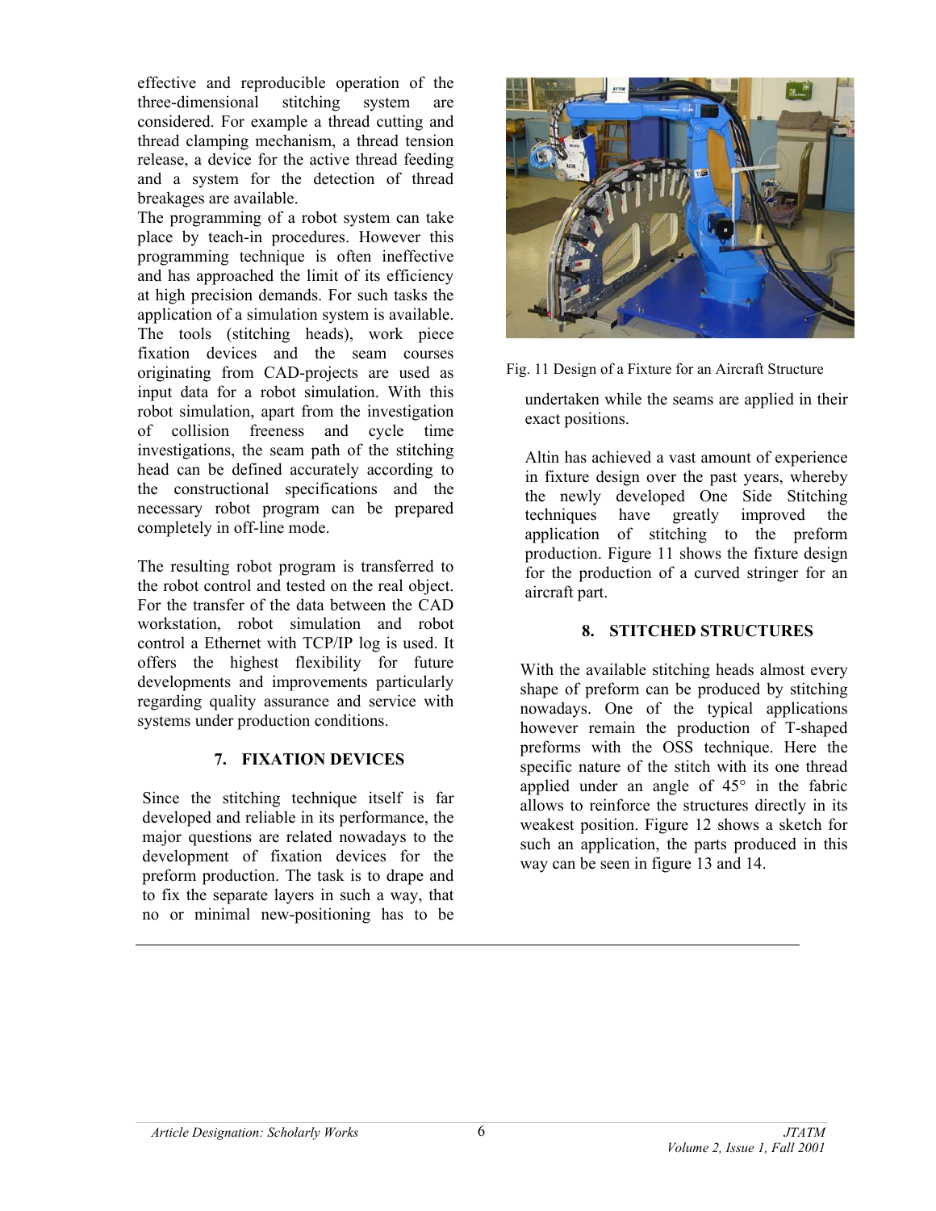effective and reproducible operation of the three-dimensional stitching system are considered. For example a thread cutting and thread clamping mechanism, a thread tension release, a device for the active thread feeding and a system for the detection of thread breakages are available.

The programming of a robot system can take place by teach-in procedures. However this programming technique is often ineffective and has approached the limit of its efficiency at high precision demands. For such tasks the application of a simulation system is available. The tools (stitching heads), work piece fixation devices and the seam courses originating from CAD-projects are used as input data for a robot simulation. With this robot simulation, apart from the investigation of collision freeness and cycle time investigations, the seam path of the stitching head can be defined accurately according to the constructional specifications and the necessary robot program can be prepared completely in off-line mode.

The resulting robot program is transferred to the robot control and tested on the real object. For the transfer of the data between the CAD workstation, robot simulation and robot control a Ethernet with TCP/IP log is used. It offers the highest flexibility for future developments and improvements particularly regarding quality assurance and service with systems under production conditions.

## 7. FIXATION DEVICES

Since the stitching technique itself is far developed and reliable in its performance, the major questions are related nowadays to the development of fixation devices for the preform production. The task is to drape and to fix the separate layers in such a way, that no or minimal new-positioning has to be undertaken while the seams are applied in their exact positions.

Fig. 11 Design of a Fixture for an Aircraft Structure

Altin has achieved a vast amount of experience in fixture design over the past years, whereby the newly developed One Side Stitching techniques have greatly improved the application of stitching to the preform production. Figure 11 shows the fixture design for the production of a curved stringer for an aircraft part.

## 8. STITCHED STRUCTURES

With the available stitching heads almost every shape of preform can be produced by stitching nowadays. One of the typical applications however remain the production of T-shaped preforms with the OSS technique. Here the specific nature of the stitch with its one thread applied under an angle of 45° in the fabric allows to reinforce the structures directly in its weakest position. Figure 12 shows a sketch for such an application, the parts produced in this way can be seen in figure 13 and 14.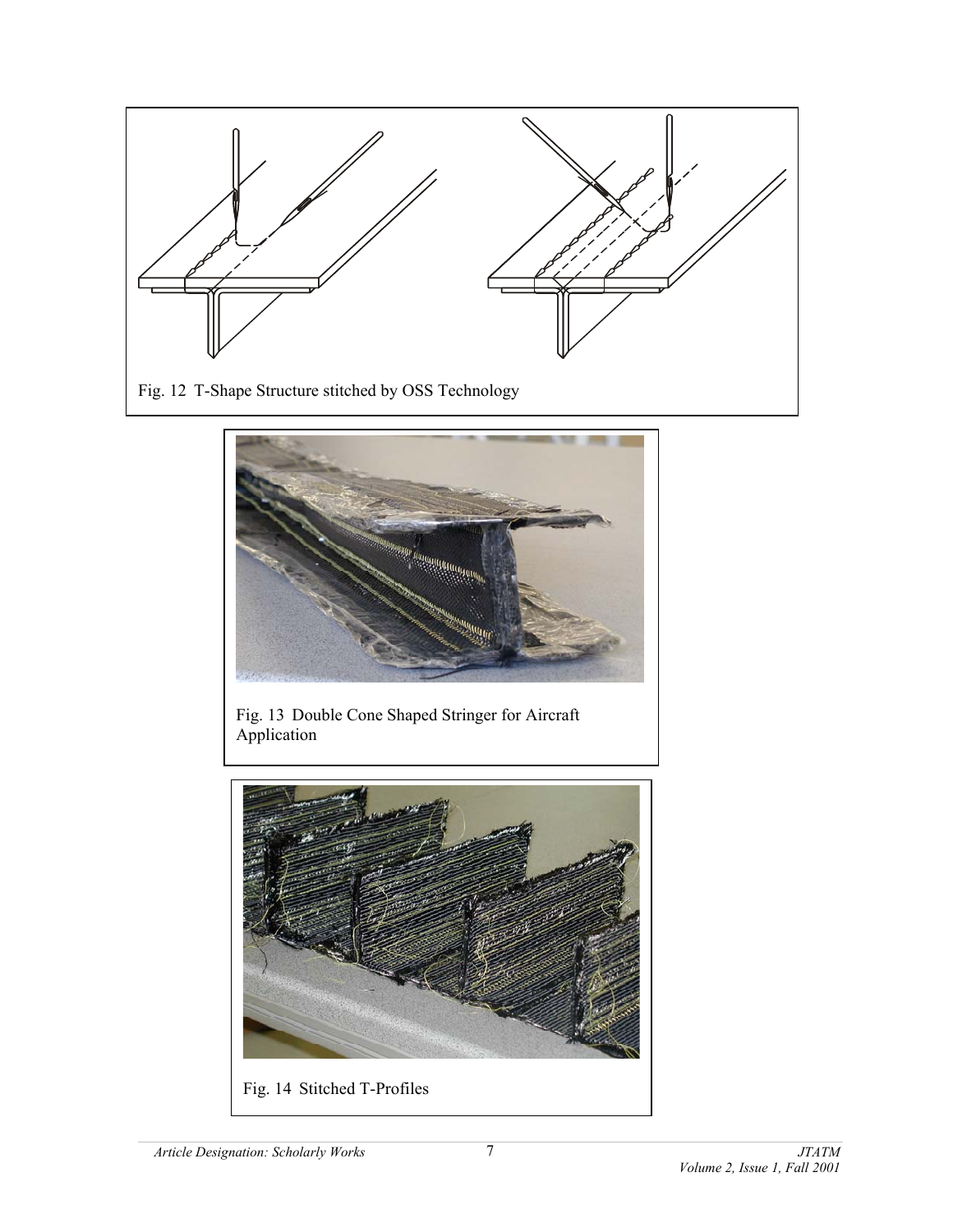Fig. 12 T-Shape Structure stitched by OSS Technology

Fig. 13 Double Cone Shaped Stringer for Aircraft Application

Fig. 14 Stitched T-Profiles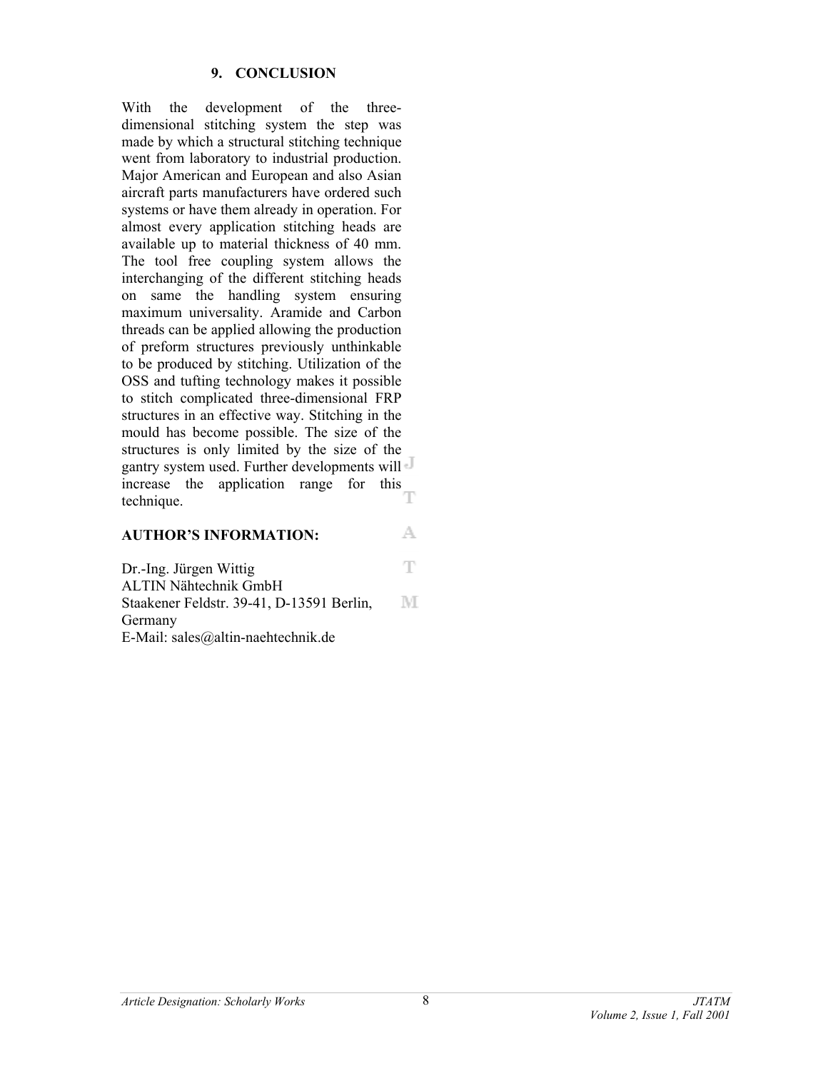## 9. CONCLUSION

With the development of the three-dimensional stitching system the step was made by which a structural stitching technique went from laboratory to industrial production. Major American and European and also Asian aircraft parts manufacturers have ordered such systems or have them already in operation. For almost every application stitching heads are available up to material thickness of 40 mm. The tool free coupling system allows the interchanging of the different stitching heads on same the handling system ensuring maximum universality. Aramide and Carbon threads can be applied allowing the production of preform structures previously unthinkable to be produced by stitching. Utilization of the OSS and tufting technology makes it possible to stitch complicated three-dimensional FRP structures in an effective way. Stitching in the mould has become possible. The size of the structures is only limited by the size of the gantry system used. Further developments will increase the application range for this technique.

### AUTHOR'S INFORMATION:

Dr.-Ing. Jürgen Wittig  
ALTIN Nähtechnik GmbH  
Staakener Feldstr. 39-41, D-13591 Berlin, Germany  
E-Mail: sales@altin-naehtechnik.de